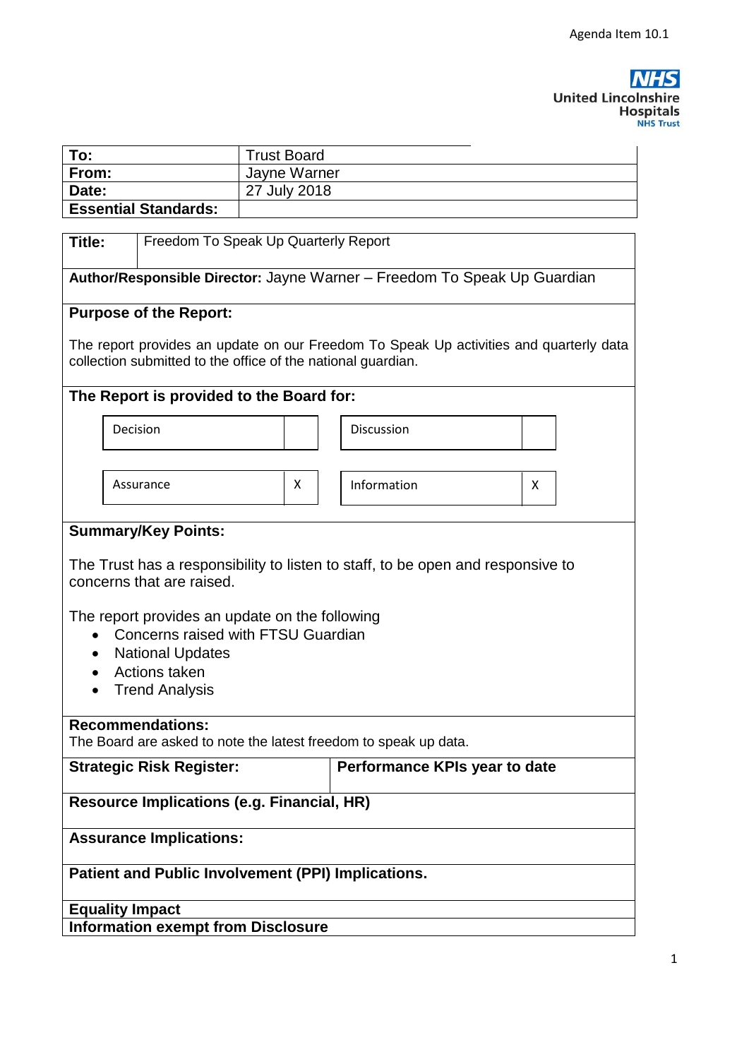Agenda Item 10.1

NHS United Lincolnshire Hospitals NHS Trust

| | |
|---|---|
| **To:** | Trust Board |
| **From:** | Jayne Warner |
| **Date:** | 27 July 2018 |
| **Essential Standards:** | |

**Title:** Freedom To Speak Up Quarterly Report

**Author/Responsible Director:** Jayne Warner – Freedom To Speak Up Guardian

**Purpose of the Report:**

The report provides an update on our Freedom To Speak Up activities and quarterly data collection submitted to the office of the national guardian.

**The Report is provided to the Board for:**

| | | | |
|---|---|---|---|
| Decision | | Discussion | |
| Assurance | X | Information | X |

**Summary/Key Points:**

The Trust has a responsibility to listen to staff, to be open and responsive to concerns that are raised.

The report provides an update on the following

- Concerns raised with FTSU Guardian
- National Updates
- Actions taken
- Trend Analysis

**Recommendations:**
The Board are asked to note the latest freedom to speak up data.

| | |
|---|---|
| **Strategic Risk Register:** | **Performance KPIs year to date** |

**Resource Implications (e.g. Financial, HR)**

**Assurance Implications:**

**Patient and Public Involvement (PPI) Implications.**

**Equality Impact**

**Information exempt from Disclosure**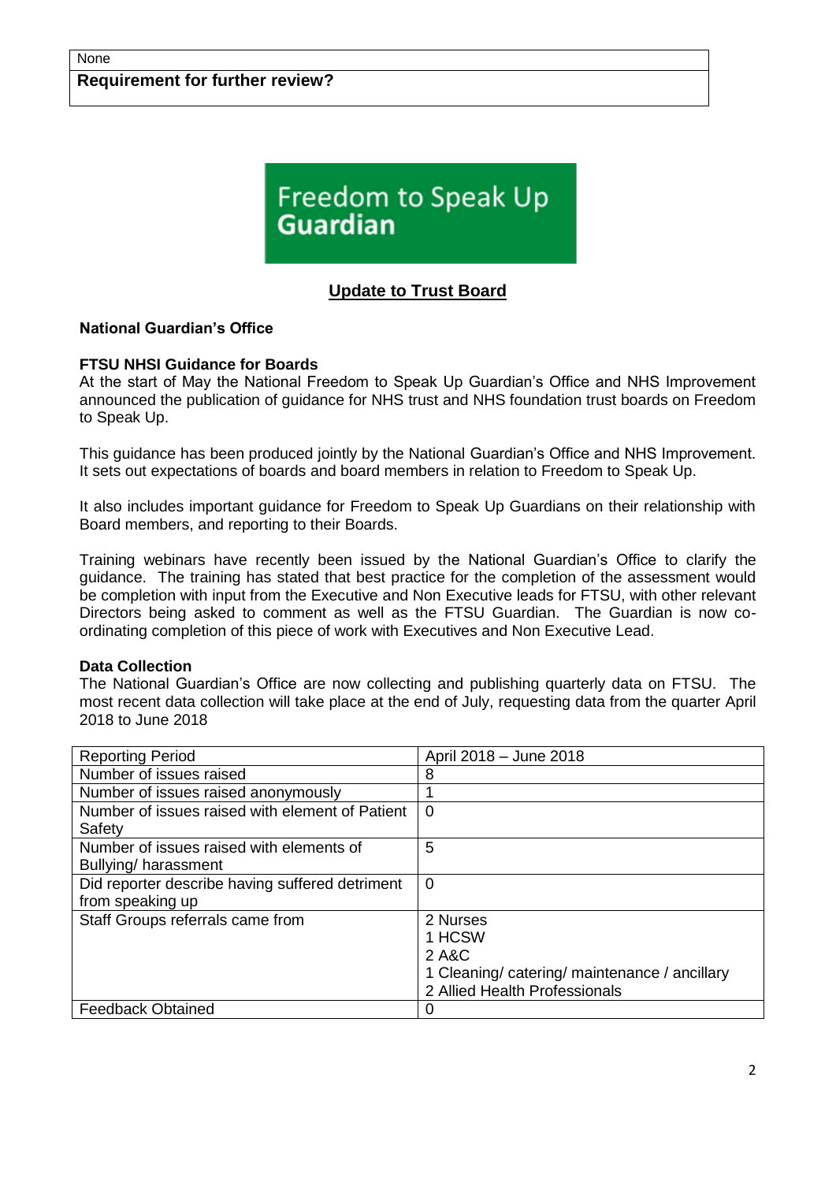| None |
|---|
| **Requirement for further review?** |

## Freedom to Speak Up Guardian

## Update to Trust Board

### National Guardian's Office

**FTSU NHSI Guidance for Boards**

At the start of May the National Freedom to Speak Up Guardian's Office and NHS Improvement announced the publication of guidance for NHS trust and NHS foundation trust boards on Freedom to Speak Up.

This guidance has been produced jointly by the National Guardian's Office and NHS Improvement. It sets out expectations of boards and board members in relation to Freedom to Speak Up.

It also includes important guidance for Freedom to Speak Up Guardians on their relationship with Board members, and reporting to their Boards.

Training webinars have recently been issued by the National Guardian's Office to clarify the guidance. The training has stated that best practice for the completion of the assessment would be completion with input from the Executive and Non Executive leads for FTSU, with other relevant Directors being asked to comment as well as the FTSU Guardian. The Guardian is now co-ordinating completion of this piece of work with Executives and Non Executive Lead.

**Data Collection**

The National Guardian's Office are now collecting and publishing quarterly data on FTSU. The most recent data collection will take place at the end of July, requesting data from the quarter April 2018 to June 2018

| | |
|---|---|
| Reporting Period | April 2018 – June 2018 |
| Number of issues raised | 8 |
| Number of issues raised anonymously | 1 |
| Number of issues raised with element of Patient Safety | 0 |
| Number of issues raised with elements of Bullying/ harassment | 5 |
| Did reporter describe having suffered detriment from speaking up | 0 |
| Staff Groups referrals came from | 2 Nurses<br>1 HCSW<br>2 A&C<br>1 Cleaning/ catering/ maintenance / ancillary<br>2 Allied Health Professionals |
| Feedback Obtained | 0 |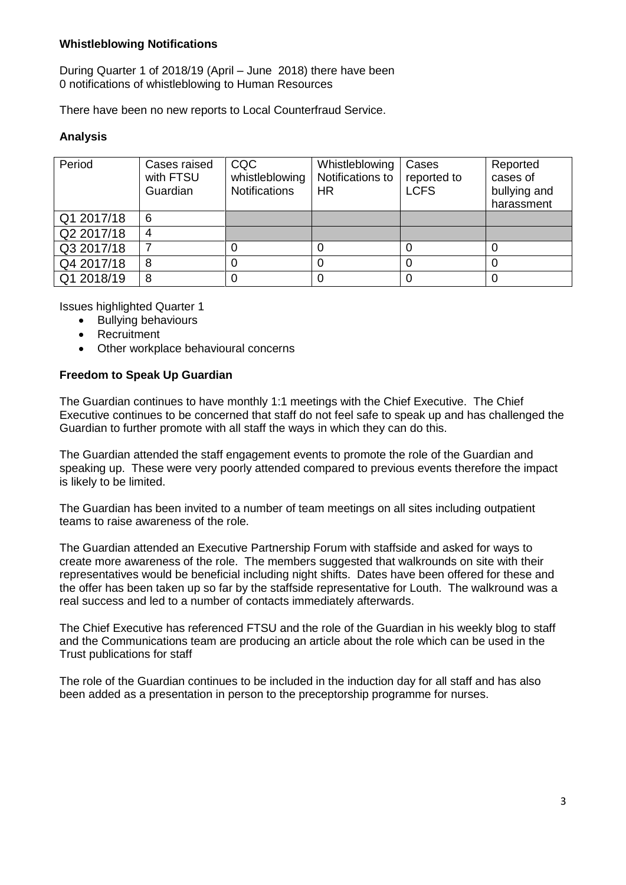**Whistleblowing Notifications**

During Quarter 1 of 2018/19 (April – June 2018) there have been 0 notifications of whistleblowing to Human Resources

There have been no new reports to Local Counterfraud Service.

**Analysis**

| Period | Cases raised with FTSU Guardian | CQC whistleblowing Notifications | Whistleblowing Notifications to HR | Cases reported to LCFS | Reported cases of bullying and harassment |
|---|---|---|---|---|---|
| Q1 2017/18 | 6 | | | | |
| Q2 2017/18 | 4 | | | | |
| Q3 2017/18 | 7 | 0 | 0 | 0 | 0 |
| Q4 2017/18 | 8 | 0 | 0 | 0 | 0 |
| Q1 2018/19 | 8 | 0 | 0 | 0 | 0 |

Issues highlighted Quarter 1

- Bullying behaviours
- Recruitment
- Other workplace behavioural concerns

**Freedom to Speak Up Guardian**

The Guardian continues to have monthly 1:1 meetings with the Chief Executive. The Chief Executive continues to be concerned that staff do not feel safe to speak up and has challenged the Guardian to further promote with all staff the ways in which they can do this.

The Guardian attended the staff engagement events to promote the role of the Guardian and speaking up. These were very poorly attended compared to previous events therefore the impact is likely to be limited.

The Guardian has been invited to a number of team meetings on all sites including outpatient teams to raise awareness of the role.

The Guardian attended an Executive Partnership Forum with staffside and asked for ways to create more awareness of the role. The members suggested that walkrounds on site with their representatives would be beneficial including night shifts. Dates have been offered for these and the offer has been taken up so far by the staffside representative for Louth. The walkround was a real success and led to a number of contacts immediately afterwards.

The Chief Executive has referenced FTSU and the role of the Guardian in his weekly blog to staff and the Communications team are producing an article about the role which can be used in the Trust publications for staff

The role of the Guardian continues to be included in the induction day for all staff and has also been added as a presentation in person to the preceptorship programme for nurses.